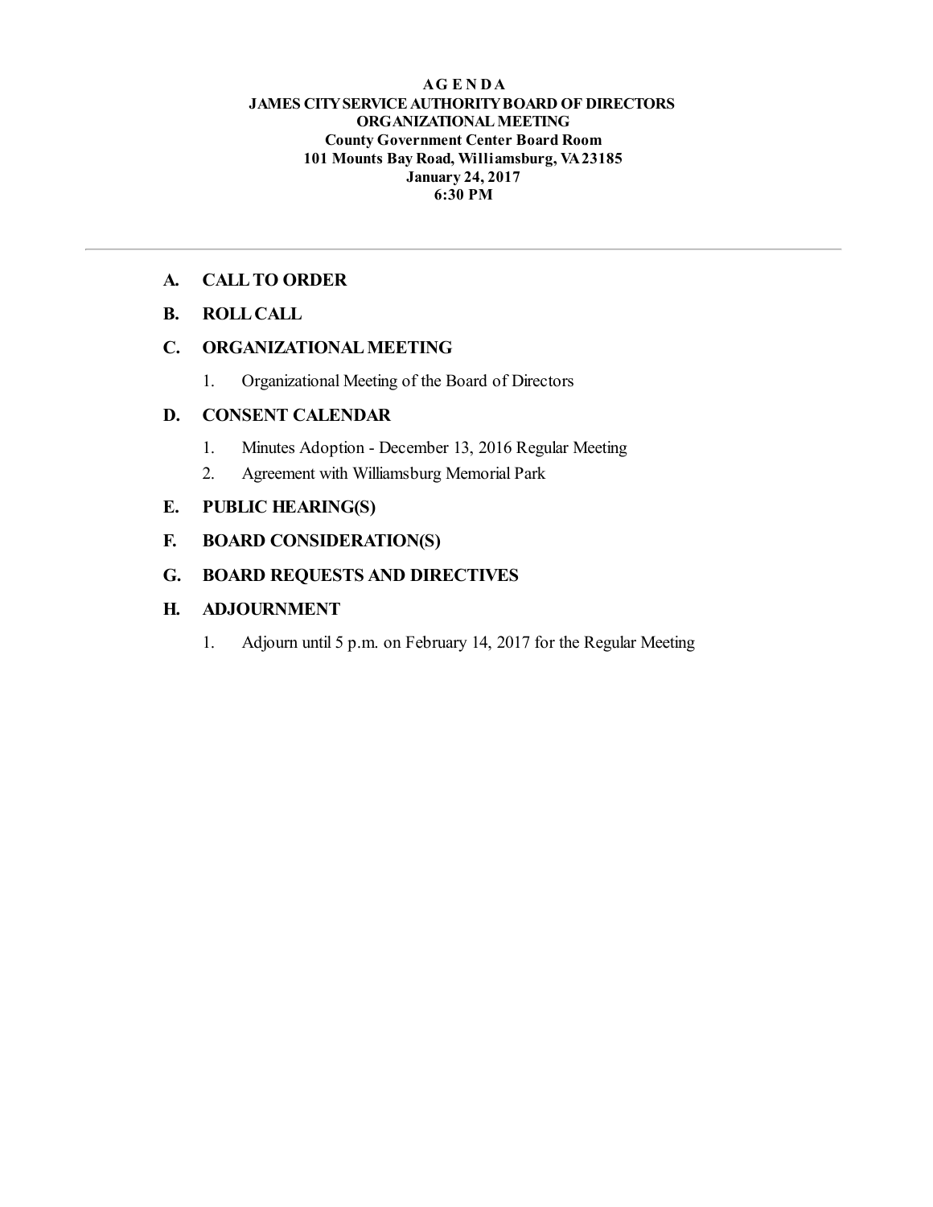**A G E N D A**
**JAMES CITY SERVICE AUTHORITY BOARD OF DIRECTORS**
**ORGANIZATIONAL MEETING**
**County Government Center Board Room**
**101 Mounts Bay Road, Williamsburg, VA 23185**
**January 24, 2017**
**6:30 PM**

---

**A. CALL TO ORDER**

**B. ROLL CALL**

**C. ORGANIZATIONAL MEETING**

1. Organizational Meeting of the Board of Directors

**D. CONSENT CALENDAR**

1. Minutes Adoption - December 13, 2016 Regular Meeting
2. Agreement with Williamsburg Memorial Park

**E. PUBLIC HEARING(S)**

**F. BOARD CONSIDERATION(S)**

**G. BOARD REQUESTS AND DIRECTIVES**

**H. ADJOURNMENT**

1. Adjourn until 5 p.m. on February 14, 2017 for the Regular Meeting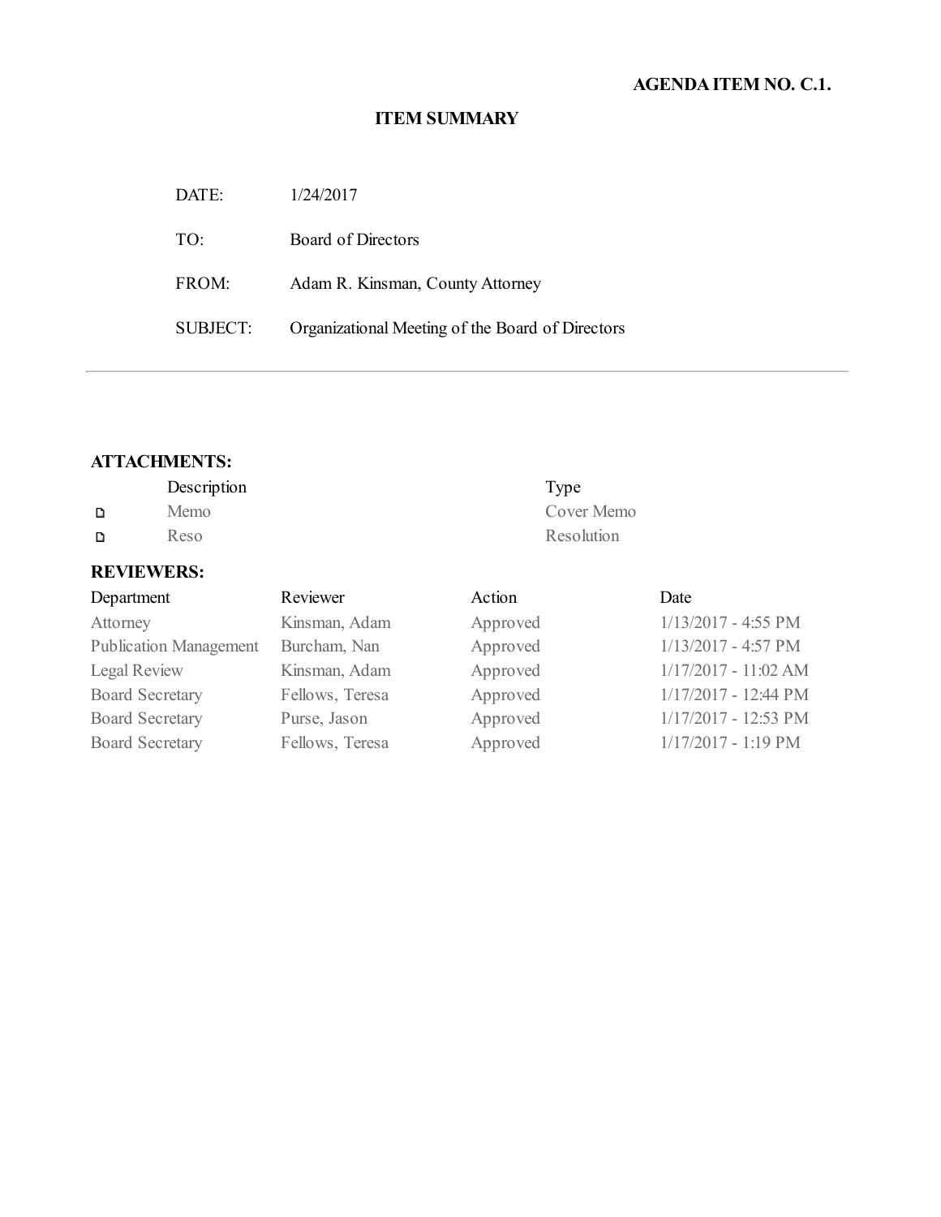**AGENDA ITEM NO. C.1.**

## ITEM SUMMARY

| | |
|---|---|
| DATE: | 1/24/2017 |
| TO: | Board of Directors |
| FROM: | Adam R. Kinsman, County Attorney |
| SUBJECT: | Organizational Meeting of the Board of Directors |

---

**ATTACHMENTS:**

| Description | Type |
|---|---|
| Memo | Cover Memo |
| Reso | Resolution |

**REVIEWERS:**

| Department | Reviewer | Action | Date |
|---|---|---|---|
| Attorney | Kinsman, Adam | Approved | 1/13/2017 - 4:55 PM |
| Publication Management | Burcham, Nan | Approved | 1/13/2017 - 4:57 PM |
| Legal Review | Kinsman, Adam | Approved | 1/17/2017 - 11:02 AM |
| Board Secretary | Fellows, Teresa | Approved | 1/17/2017 - 12:44 PM |
| Board Secretary | Purse, Jason | Approved | 1/17/2017 - 12:53 PM |
| Board Secretary | Fellows, Teresa | Approved | 1/17/2017 - 1:19 PM |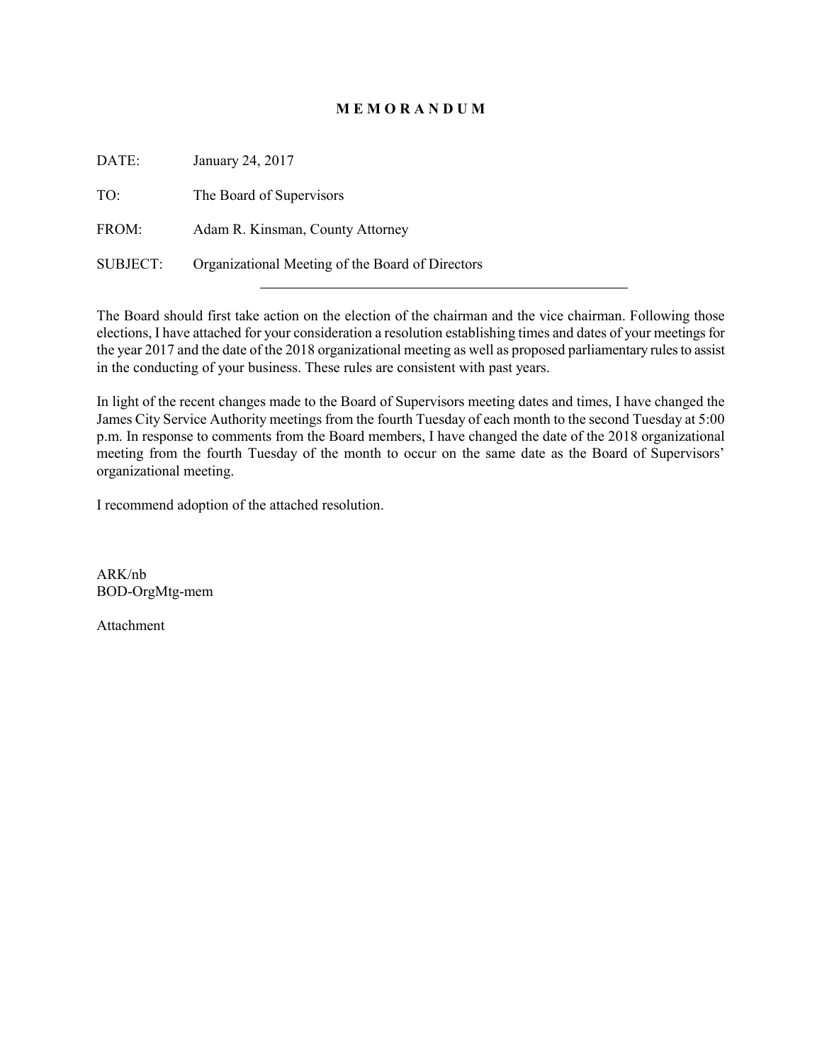# M E M O R A N D U M

DATE: January 24, 2017

TO: The Board of Supervisors

FROM: Adam R. Kinsman, County Attorney

SUBJECT: Organizational Meeting of the Board of Directors

---

The Board should first take action on the election of the chairman and the vice chairman. Following those elections, I have attached for your consideration a resolution establishing times and dates of your meetings for the year 2017 and the date of the 2018 organizational meeting as well as proposed parliamentary rules to assist in the conducting of your business. These rules are consistent with past years.

In light of the recent changes made to the Board of Supervisors meeting dates and times, I have changed the James City Service Authority meetings from the fourth Tuesday of each month to the second Tuesday at 5:00 p.m. In response to comments from the Board members, I have changed the date of the 2018 organizational meeting from the fourth Tuesday of the month to occur on the same date as the Board of Supervisors' organizational meeting.

I recommend adoption of the attached resolution.

ARK/nb
BOD-OrgMtg-mem

Attachment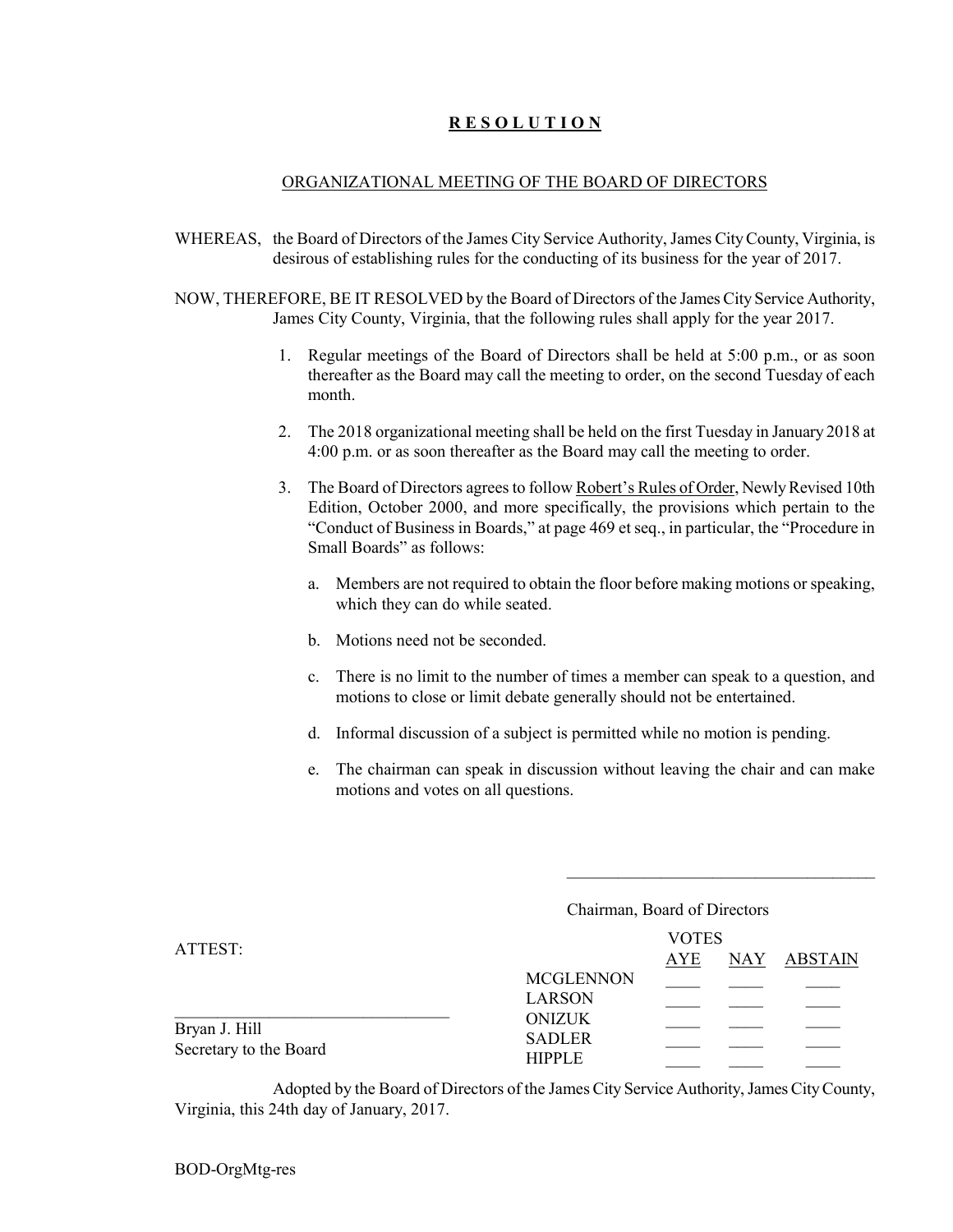# **R E S O L U T I O N**

ORGANIZATIONAL MEETING OF THE BOARD OF DIRECTORS

WHEREAS, the Board of Directors of the James City Service Authority, James City County, Virginia, is desirous of establishing rules for the conducting of its business for the year of 2017.

NOW, THEREFORE, BE IT RESOLVED by the Board of Directors of the James City Service Authority, James City County, Virginia, that the following rules shall apply for the year 2017.

1. Regular meetings of the Board of Directors shall be held at 5:00 p.m., or as soon thereafter as the Board may call the meeting to order, on the second Tuesday of each month.

2. The 2018 organizational meeting shall be held on the first Tuesday in January 2018 at 4:00 p.m. or as soon thereafter as the Board may call the meeting to order.

3. The Board of Directors agrees to follow Robert's Rules of Order, Newly Revised 10th Edition, October 2000, and more specifically, the provisions which pertain to the "Conduct of Business in Boards," at page 469 et seq., in particular, the "Procedure in Small Boards" as follows:

   a. Members are not required to obtain the floor before making motions or speaking, which they can do while seated.

   b. Motions need not be seconded.

   c. There is no limit to the number of times a member can speak to a question, and motions to close or limit debate generally should not be entertained.

   d. Informal discussion of a subject is permitted while no motion is pending.

   e. The chairman can speak in discussion without leaving the chair and can make motions and votes on all questions.

\_\_\_\_\_\_\_\_\_\_\_\_\_\_\_\_\_\_\_\_\_\_\_\_\_\_\_\_\_\_\_\_\_\_\_\_

Chairman, Board of Directors

ATTEST:

\_\_\_\_\_\_\_\_\_\_\_\_\_\_\_\_\_\_\_\_\_\_\_\_\_\_\_\_\_\_\_\_\_\_

Bryan J. Hill
Secretary to the Board

| | VOTES | | |
|---|---|---|---|
| | AYE | NAY | ABSTAIN |
| MCGLENNON | \_\_\_\_ | \_\_\_\_ | \_\_\_\_ |
| LARSON | \_\_\_\_ | \_\_\_\_ | \_\_\_\_ |
| ONIZUK | \_\_\_\_ | \_\_\_\_ | \_\_\_\_ |
| SADLER | \_\_\_\_ | \_\_\_\_ | \_\_\_\_ |
| HIPPLE | \_\_\_\_ | \_\_\_\_ | \_\_\_\_ |

Adopted by the Board of Directors of the James City Service Authority, James City County, Virginia, this 24th day of January, 2017.

BOD-OrgMtg-res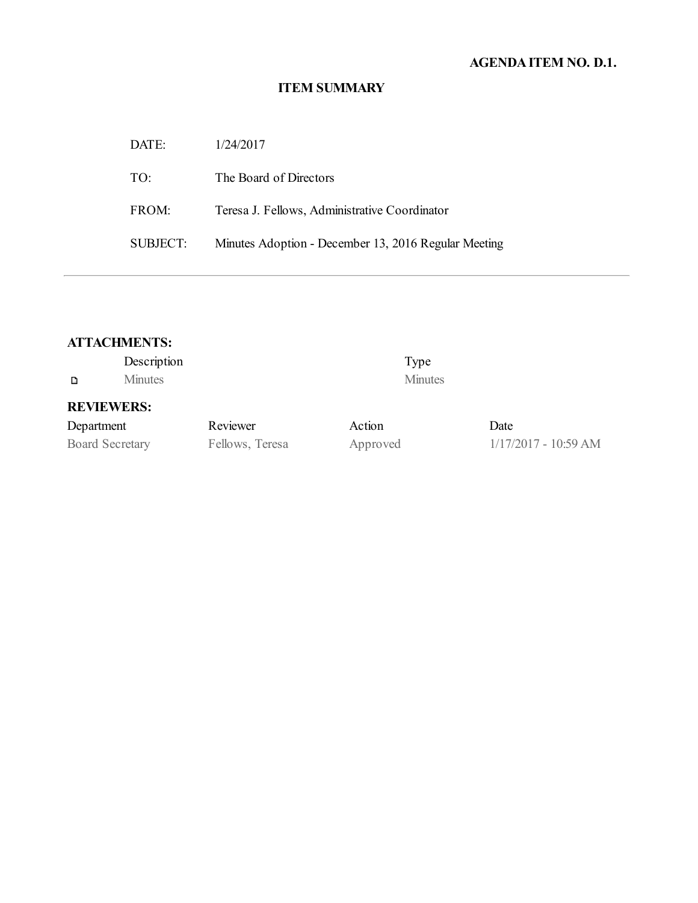**AGENDA ITEM NO. D.1.**

# ITEM SUMMARY

| | |
|---|---|
| DATE: | 1/24/2017 |
| TO: | The Board of Directors |
| FROM: | Teresa J. Fellows, Administrative Coordinator |
| SUBJECT: | Minutes Adoption - December 13, 2016 Regular Meeting |

---

## ATTACHMENTS:

| | Description | Type |
|---|---|---|
| 🗋 | Minutes | Minutes |

## REVIEWERS:

| Department | Reviewer | Action | Date |
|---|---|---|---|
| Board Secretary | Fellows, Teresa | Approved | 1/17/2017 - 10:59 AM |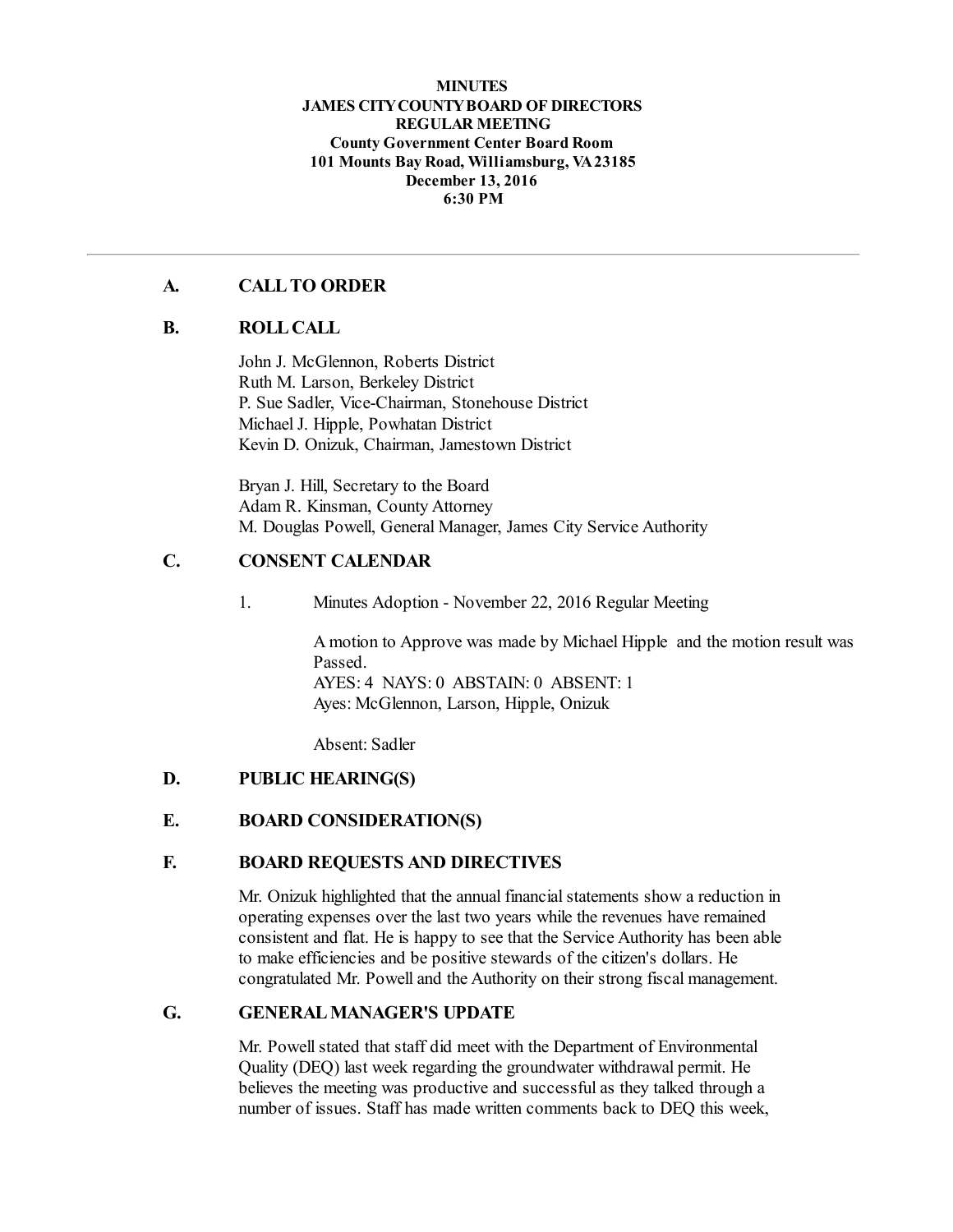**MINUTES**
**JAMES CITY COUNTY BOARD OF DIRECTORS**
**REGULAR MEETING**
**County Government Center Board Room**
**101 Mounts Bay Road, Williamsburg, VA 23185**
**December 13, 2016**
**6:30 PM**

---

## A. CALL TO ORDER

## B. ROLL CALL

John J. McGlennon, Roberts District
Ruth M. Larson, Berkeley District
P. Sue Sadler, Vice-Chairman, Stonehouse District
Michael J. Hipple, Powhatan District
Kevin D. Onizuk, Chairman, Jamestown District

Bryan J. Hill, Secretary to the Board
Adam R. Kinsman, County Attorney
M. Douglas Powell, General Manager, James City Service Authority

## C. CONSENT CALENDAR

1. Minutes Adoption - November 22, 2016 Regular Meeting

   A motion to Approve was made by Michael Hipple and the motion result was Passed.
   AYES: 4 NAYS: 0 ABSTAIN: 0 ABSENT: 1
   Ayes: McGlennon, Larson, Hipple, Onizuk

   Absent: Sadler

## D. PUBLIC HEARING(S)

## E. BOARD CONSIDERATION(S)

## F. BOARD REQUESTS AND DIRECTIVES

Mr. Onizuk highlighted that the annual financial statements show a reduction in operating expenses over the last two years while the revenues have remained consistent and flat. He is happy to see that the Service Authority has been able to make efficiencies and be positive stewards of the citizen's dollars. He congratulated Mr. Powell and the Authority on their strong fiscal management.

## G. GENERAL MANAGER'S UPDATE

Mr. Powell stated that staff did meet with the Department of Environmental Quality (DEQ) last week regarding the groundwater withdrawal permit. He believes the meeting was productive and successful as they talked through a number of issues. Staff has made written comments back to DEQ this week,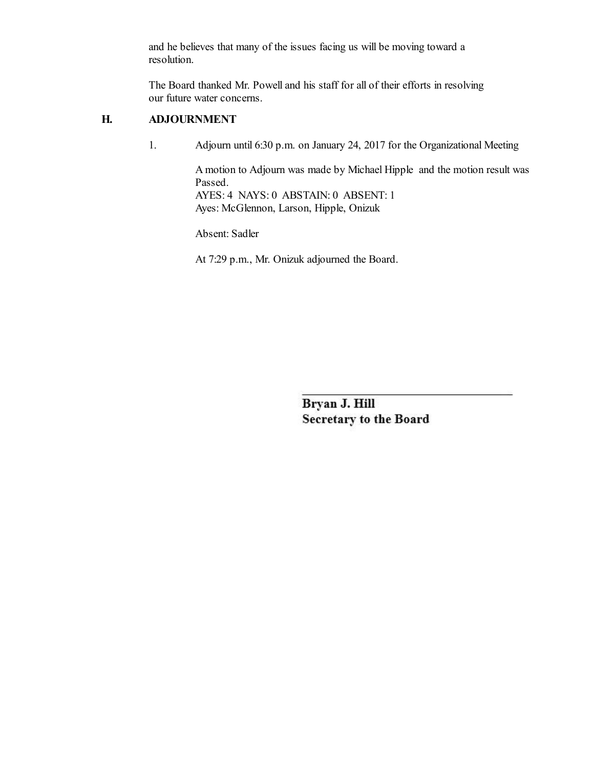and he believes that many of the issues facing us will be moving toward a resolution.

The Board thanked Mr. Powell and his staff for all of their efforts in resolving our future water concerns.

## H. ADJOURNMENT

1. Adjourn until 6:30 p.m. on January 24, 2017 for the Organizational Meeting

   A motion to Adjourn was made by Michael Hipple and the motion result was Passed.
   AYES: 4 NAYS: 0 ABSTAIN: 0 ABSENT: 1
   Ayes: McGlennon, Larson, Hipple, Onizuk

   Absent: Sadler

   At 7:29 p.m., Mr. Onizuk adjourned the Board.

\_\_\_\_\_\_\_\_\_\_\_\_\_\_\_\_\_\_\_\_\_\_\_\_\_\_\_\_\_\_\_\_\_\_\_\_

**Bryan J. Hill**
**Secretary to the Board**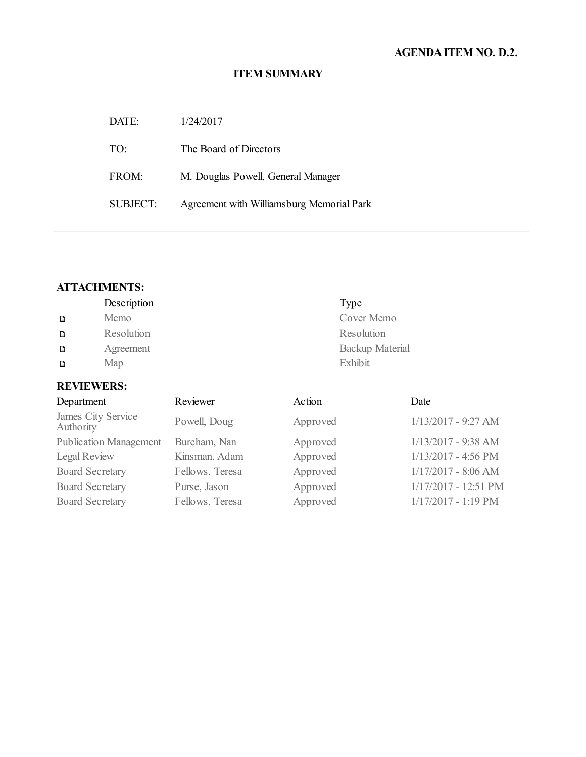**AGENDA ITEM NO. D.2.**

**ITEM SUMMARY**

| | |
|---|---|
| DATE: | 1/24/2017 |
| TO: | The Board of Directors |
| FROM: | M. Douglas Powell, General Manager |
| SUBJECT: | Agreement with Williamsburg Memorial Park |

---

**ATTACHMENTS:**

| Description | Type |
|---|---|
| Memo | Cover Memo |
| Resolution | Resolution |
| Agreement | Backup Material |
| Map | Exhibit |

**REVIEWERS:**

| Department | Reviewer | Action | Date |
|---|---|---|---|
| James City Service Authority | Powell, Doug | Approved | 1/13/2017 - 9:27 AM |
| Publication Management | Burcham, Nan | Approved | 1/13/2017 - 9:38 AM |
| Legal Review | Kinsman, Adam | Approved | 1/13/2017 - 4:56 PM |
| Board Secretary | Fellows, Teresa | Approved | 1/17/2017 - 8:06 AM |
| Board Secretary | Purse, Jason | Approved | 1/17/2017 - 12:51 PM |
| Board Secretary | Fellows, Teresa | Approved | 1/17/2017 - 1:19 PM |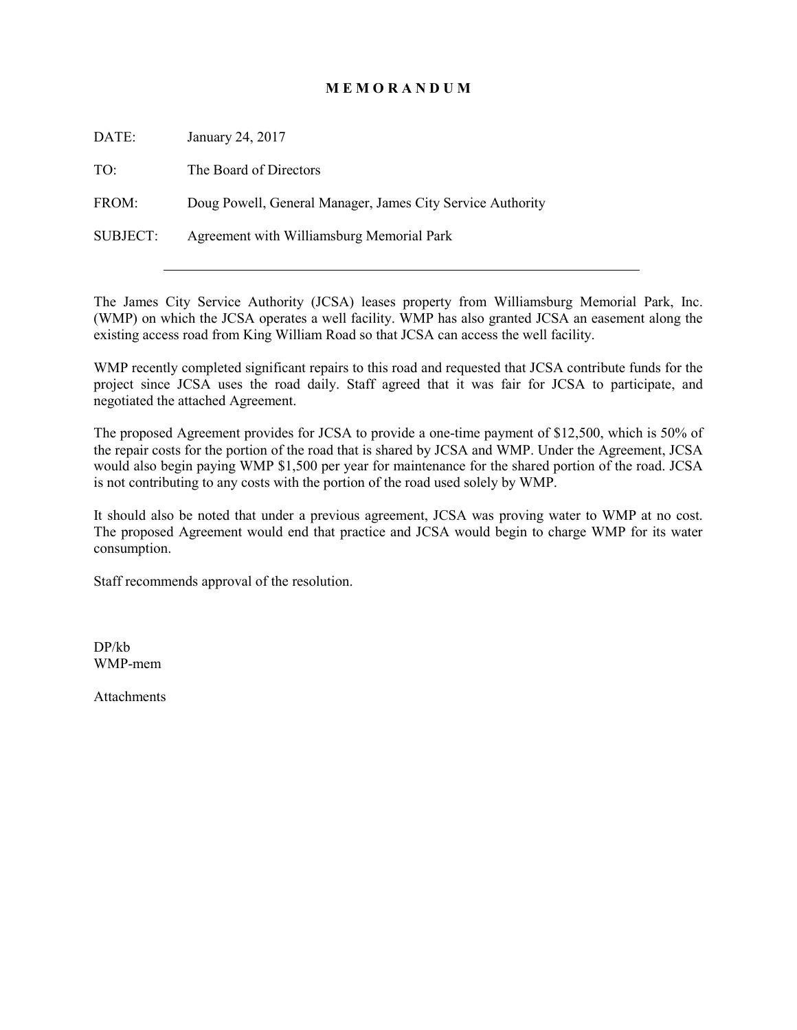**M E M O R A N D U M**

DATE: January 24, 2017

TO: The Board of Directors

FROM: Doug Powell, General Manager, James City Service Authority

SUBJECT: Agreement with Williamsburg Memorial Park

---

The James City Service Authority (JCSA) leases property from Williamsburg Memorial Park, Inc. (WMP) on which the JCSA operates a well facility. WMP has also granted JCSA an easement along the existing access road from King William Road so that JCSA can access the well facility.

WMP recently completed significant repairs to this road and requested that JCSA contribute funds for the project since JCSA uses the road daily. Staff agreed that it was fair for JCSA to participate, and negotiated the attached Agreement.

The proposed Agreement provides for JCSA to provide a one-time payment of $12,500, which is 50% of the repair costs for the portion of the road that is shared by JCSA and WMP. Under the Agreement, JCSA would also begin paying WMP $1,500 per year for maintenance for the shared portion of the road. JCSA is not contributing to any costs with the portion of the road used solely by WMP.

It should also be noted that under a previous agreement, JCSA was proving water to WMP at no cost. The proposed Agreement would end that practice and JCSA would begin to charge WMP for its water consumption.

Staff recommends approval of the resolution.

DP/kb
WMP-mem

Attachments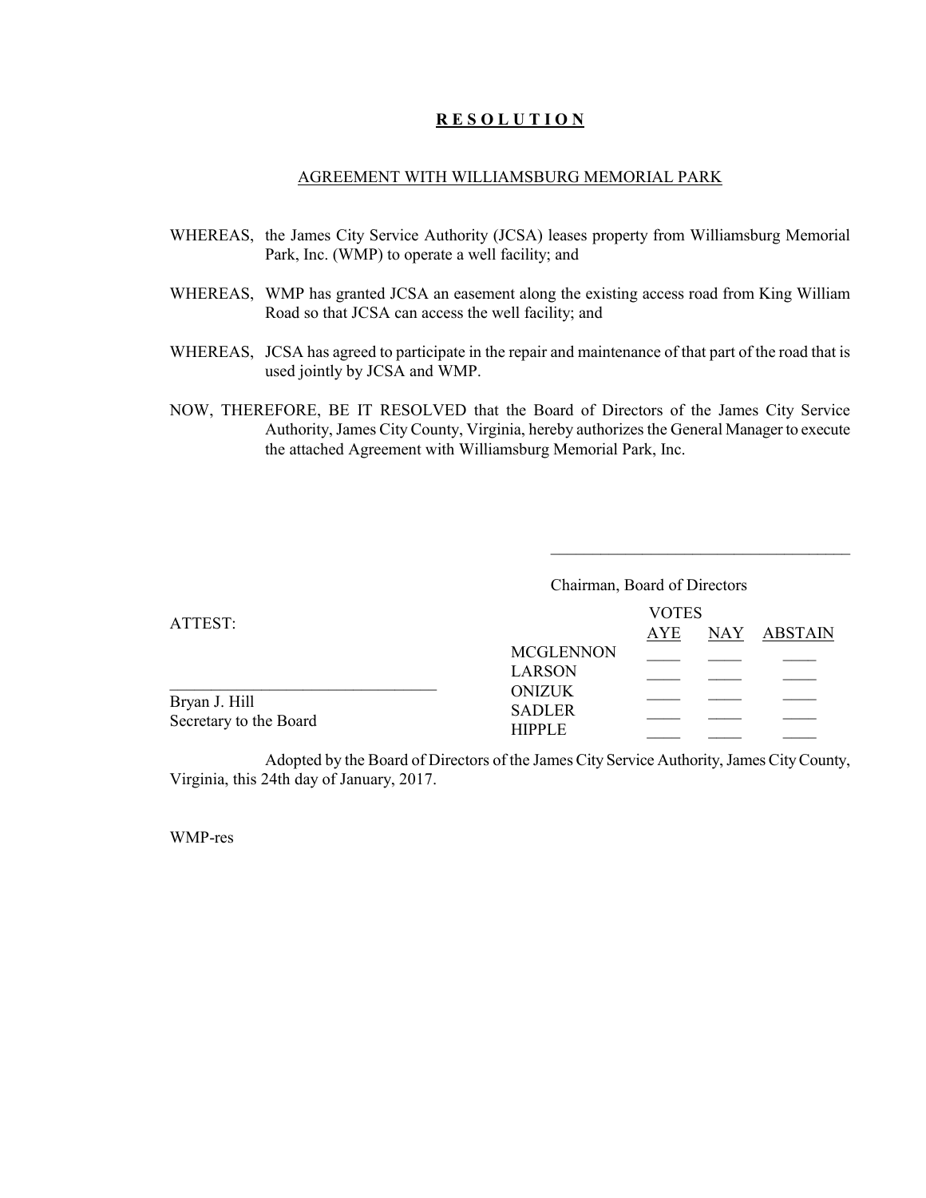# RESOLUTION

## AGREEMENT WITH WILLIAMSBURG MEMORIAL PARK

WHEREAS, the James City Service Authority (JCSA) leases property from Williamsburg Memorial Park, Inc. (WMP) to operate a well facility; and

WHEREAS, WMP has granted JCSA an easement along the existing access road from King William Road so that JCSA can access the well facility; and

WHEREAS, JCSA has agreed to participate in the repair and maintenance of that part of the road that is used jointly by JCSA and WMP.

NOW, THEREFORE, BE IT RESOLVED that the Board of Directors of the James City Service Authority, James City County, Virginia, hereby authorizes the General Manager to execute the attached Agreement with Williamsburg Memorial Park, Inc.

____________________________________

Chairman, Board of Directors

ATTEST:

________________________________

Bryan J. Hill
Secretary to the Board

| VOTES | AYE | NAY | ABSTAIN |
|---|---|---|---|
| MCGLENNON | ____ | ____ | ____ |
| LARSON | ____ | ____ | ____ |
| ONIZUK | ____ | ____ | ____ |
| SADLER | ____ | ____ | ____ |
| HIPPLE | ____ | ____ | ____ |

Adopted by the Board of Directors of the James City Service Authority, James City County, Virginia, this 24th day of January, 2017.

WMP-res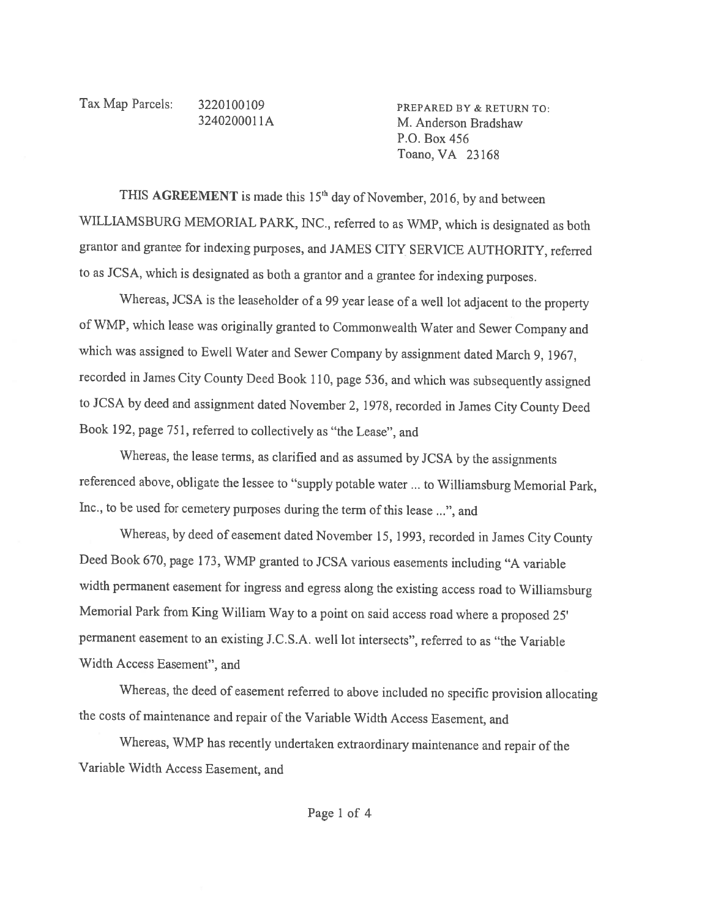Tax Map Parcels: 3220100109
3240200011A

PREPARED BY & RETURN TO:
M. Anderson Bradshaw
P.O. Box 456
Toano, VA 23168

THIS **AGREEMENT** is made this 15th day of November, 2016, by and between WILLIAMSBURG MEMORIAL PARK, INC., referred to as WMP, which is designated as both grantor and grantee for indexing purposes, and JAMES CITY SERVICE AUTHORITY, referred to as JCSA, which is designated as both a grantor and a grantee for indexing purposes.

Whereas, JCSA is the leaseholder of a 99 year lease of a well lot adjacent to the property of WMP, which lease was originally granted to Commonwealth Water and Sewer Company and which was assigned to Ewell Water and Sewer Company by assignment dated March 9, 1967, recorded in James City County Deed Book 110, page 536, and which was subsequently assigned to JCSA by deed and assignment dated November 2, 1978, recorded in James City County Deed Book 192, page 751, referred to collectively as "the Lease", and

Whereas, the lease terms, as clarified and as assumed by JCSA by the assignments referenced above, obligate the lessee to "supply potable water ... to Williamsburg Memorial Park, Inc., to be used for cemetery purposes during the term of this lease ...", and

Whereas, by deed of easement dated November 15, 1993, recorded in James City County Deed Book 670, page 173, WMP granted to JCSA various easements including "A variable width permanent easement for ingress and egress along the existing access road to Williamsburg Memorial Park from King William Way to a point on said access road where a proposed 25' permanent easement to an existing J.C.S.A. well lot intersects", referred to as "the Variable Width Access Easement", and

Whereas, the deed of easement referred to above included no specific provision allocating the costs of maintenance and repair of the Variable Width Access Easement, and

Whereas, WMP has recently undertaken extraordinary maintenance and repair of the Variable Width Access Easement, and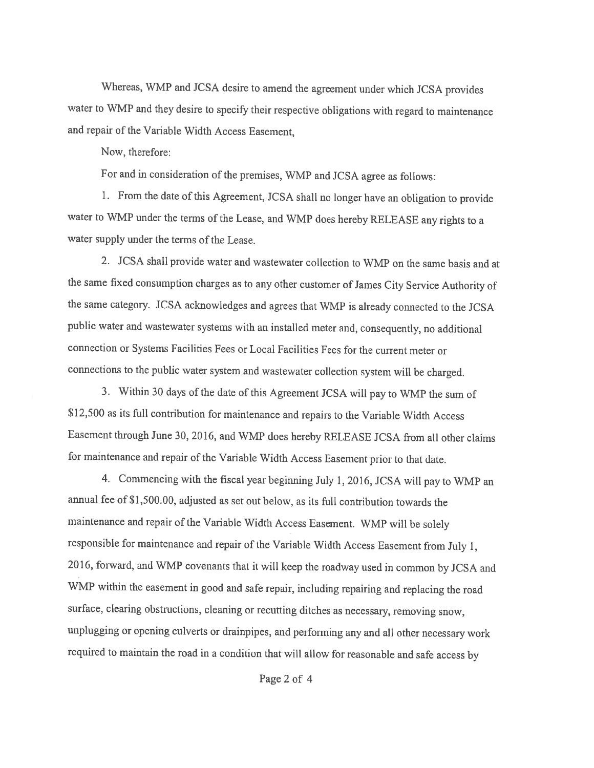Whereas, WMP and JCSA desire to amend the agreement under which JCSA provides water to WMP and they desire to specify their respective obligations with regard to maintenance and repair of the Variable Width Access Easement,

Now, therefore:

For and in consideration of the premises, WMP and JCSA agree as follows:

1. From the date of this Agreement, JCSA shall no longer have an obligation to provide water to WMP under the terms of the Lease, and WMP does hereby RELEASE any rights to a water supply under the terms of the Lease.

2. JCSA shall provide water and wastewater collection to WMP on the same basis and at the same fixed consumption charges as to any other customer of James City Service Authority of the same category. JCSA acknowledges and agrees that WMP is already connected to the JCSA public water and wastewater systems with an installed meter and, consequently, no additional connection or Systems Facilities Fees or Local Facilities Fees for the current meter or connections to the public water system and wastewater collection system will be charged.

3. Within 30 days of the date of this Agreement JCSA will pay to WMP the sum of $12,500 as its full contribution for maintenance and repairs to the Variable Width Access Easement through June 30, 2016, and WMP does hereby RELEASE JCSA from all other claims for maintenance and repair of the Variable Width Access Easement prior to that date.

4. Commencing with the fiscal year beginning July 1, 2016, JCSA will pay to WMP an annual fee of $1,500.00, adjusted as set out below, as its full contribution towards the maintenance and repair of the Variable Width Access Easement. WMP will be solely responsible for maintenance and repair of the Variable Width Access Easement from July 1, 2016, forward, and WMP covenants that it will keep the roadway used in common by JCSA and WMP within the easement in good and safe repair, including repairing and replacing the road surface, clearing obstructions, cleaning or recutting ditches as necessary, removing snow, unplugging or opening culverts or drainpipes, and performing any and all other necessary work required to maintain the road in a condition that will allow for reasonable and safe access by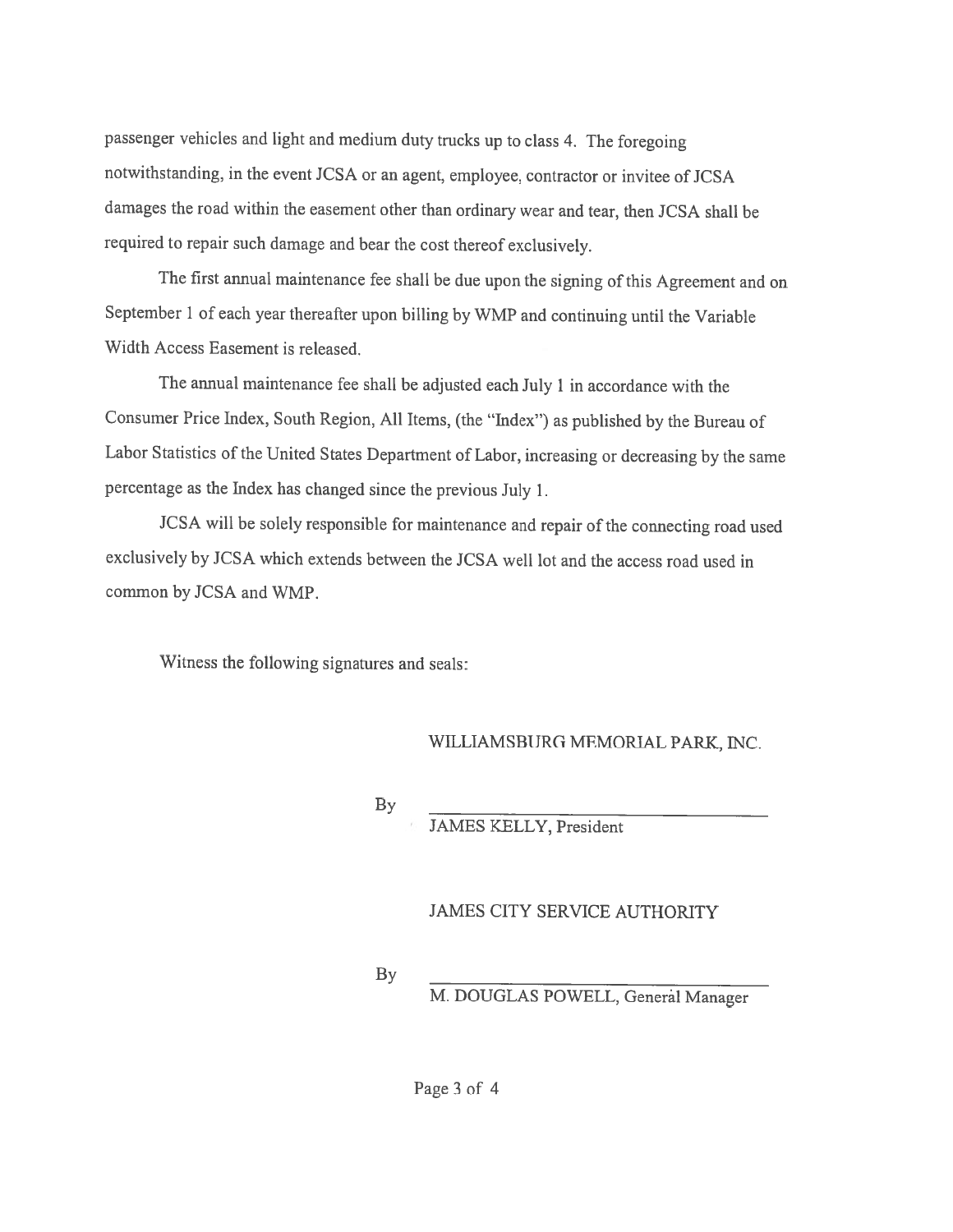passenger vehicles and light and medium duty trucks up to class 4. The foregoing notwithstanding, in the event JCSA or an agent, employee, contractor or invitee of JCSA damages the road within the easement other than ordinary wear and tear, then JCSA shall be required to repair such damage and bear the cost thereof exclusively.

The first annual maintenance fee shall be due upon the signing of this Agreement and on September 1 of each year thereafter upon billing by WMP and continuing until the Variable Width Access Easement is released.

The annual maintenance fee shall be adjusted each July 1 in accordance with the Consumer Price Index, South Region, All Items, (the "Index") as published by the Bureau of Labor Statistics of the United States Department of Labor, increasing or decreasing by the same percentage as the Index has changed since the previous July 1.

JCSA will be solely responsible for maintenance and repair of the connecting road used exclusively by JCSA which extends between the JCSA well lot and the access road used in common by JCSA and WMP.

Witness the following signatures and seals:

WILLIAMSBURG MEMORIAL PARK, INC.

By \_\_\_\_\_\_\_\_\_\_\_\_\_\_\_\_\_\_\_\_\_\_\_\_\_\_\_\_\_\_
JAMES KELLY, President

JAMES CITY SERVICE AUTHORITY

By \_\_\_\_\_\_\_\_\_\_\_\_\_\_\_\_\_\_\_\_\_\_\_\_\_\_\_\_\_\_
M. DOUGLAS POWELL, General Manager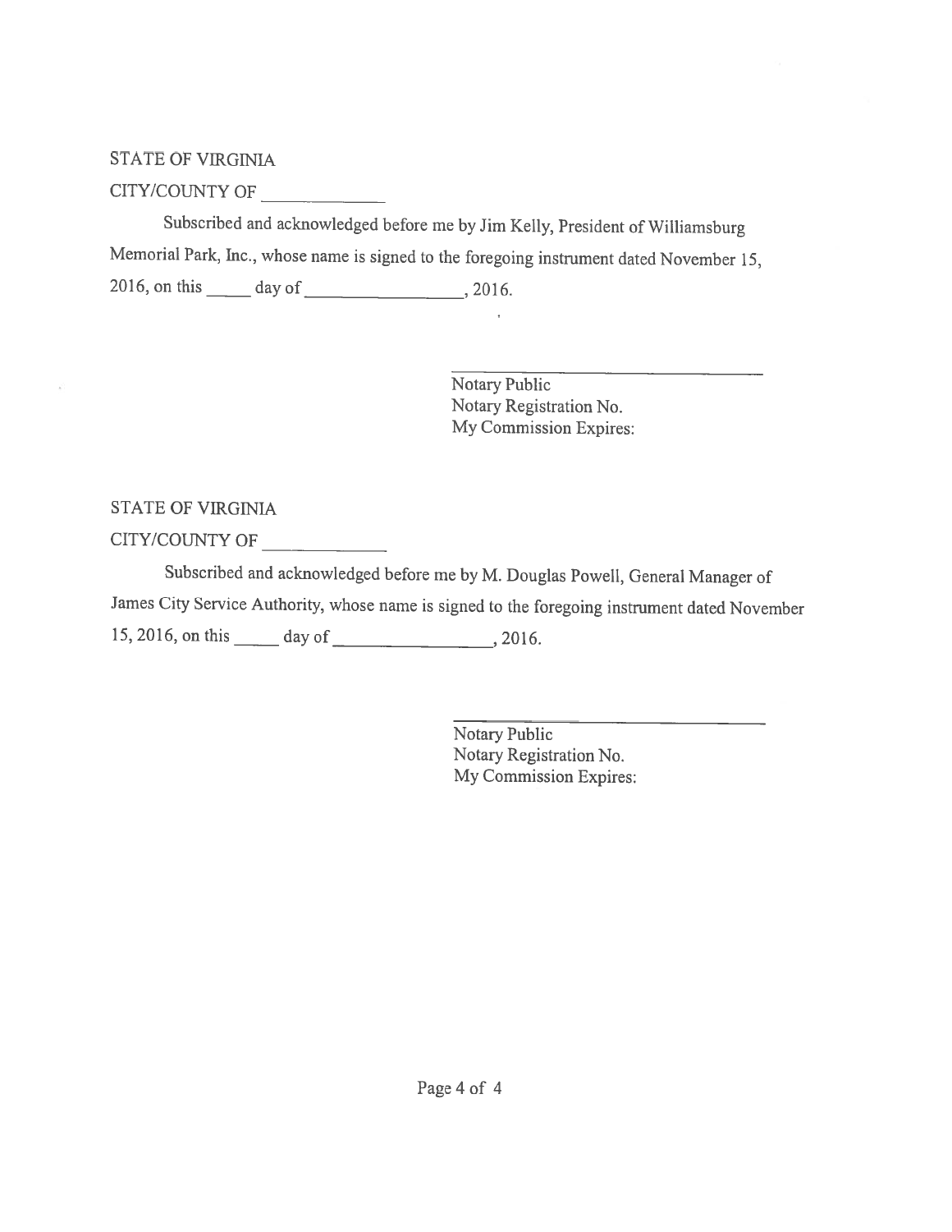STATE OF VIRGINIA

CITY/COUNTY OF ____________

Subscribed and acknowledged before me by Jim Kelly, President of Williamsburg Memorial Park, Inc., whose name is signed to the foregoing instrument dated November 15, 2016, on this _____ day of ________________, 2016.

\_\_\_\_\_\_\_\_\_\_\_\_\_\_\_\_\_\_\_\_\_\_\_\_\_\_\_\_\_\_\_\_
Notary Public
Notary Registration No.
My Commission Expires:

STATE OF VIRGINIA

CITY/COUNTY OF ____________

Subscribed and acknowledged before me by M. Douglas Powell, General Manager of James City Service Authority, whose name is signed to the foregoing instrument dated November 15, 2016, on this _____ day of ________________, 2016.

\_\_\_\_\_\_\_\_\_\_\_\_\_\_\_\_\_\_\_\_\_\_\_\_\_\_\_\_\_\_\_\_
Notary Public
Notary Registration No.
My Commission Expires: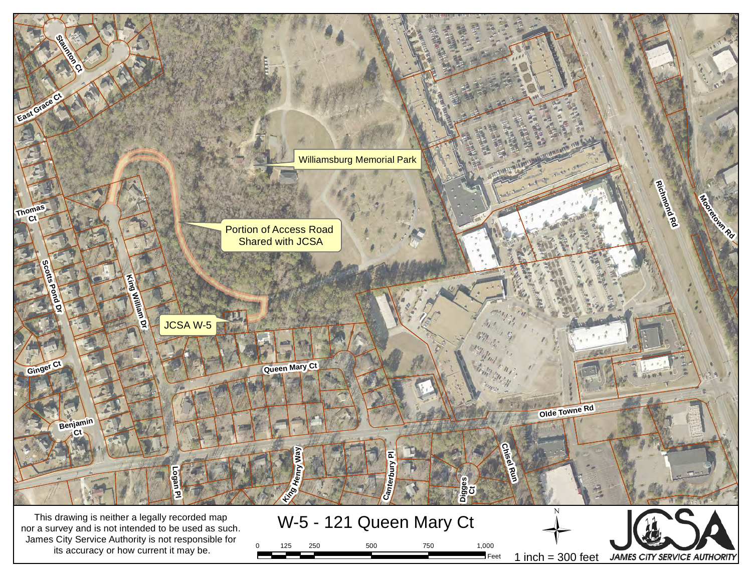Williamsburg Memorial Park

Portion of Access Road Shared with JCSA

JCSA W-5

Staunton Ct

East Grace Ct

Thomas Ct

Scotts Pond Dr

King William Dr

Ginger Ct

Benjamin Ct

Queen Mary Ct

Logan Pl

King Henry Way

Canterbury Pl

Digges Ct

Chisel Run

Olde Towne Rd

Richmond Rd

Mooretown Rd

This drawing is neither a legally recorded map nor a survey and is not intended to be used as such. James City Service Authority is not responsible for its accuracy or how current it may be.

# W-5 - 121 Queen Mary Ct

0 125 250 500 750 1,000 Feet

N

1 inch = 300 feet

JCSA

JAMES CITY SERVICE AUTHORITY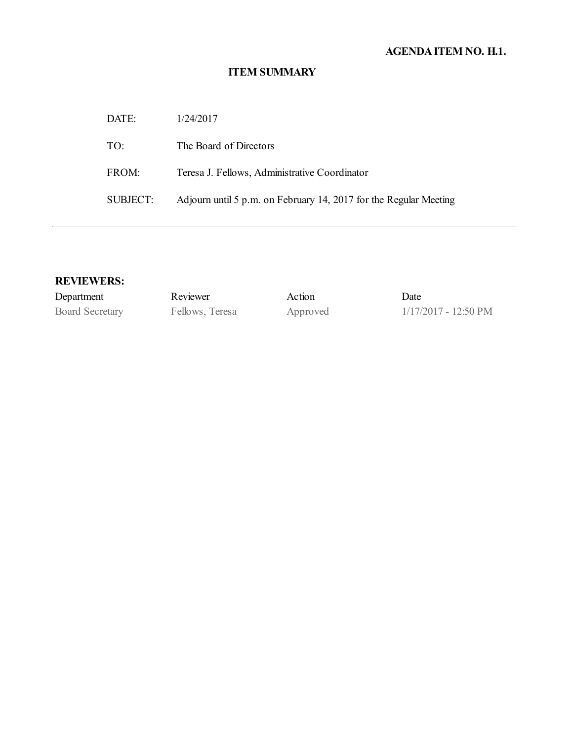**AGENDA ITEM NO. H.1.**

## ITEM SUMMARY

| | |
|---|---|
| DATE: | 1/24/2017 |
| TO: | The Board of Directors |
| FROM: | Teresa J. Fellows, Administrative Coordinator |
| SUBJECT: | Adjourn until 5 p.m. on February 14, 2017 for the Regular Meeting |

---

**REVIEWERS:**

| Department | Reviewer | Action | Date |
|---|---|---|---|
| Board Secretary | Fellows, Teresa | Approved | 1/17/2017 - 12:50 PM |